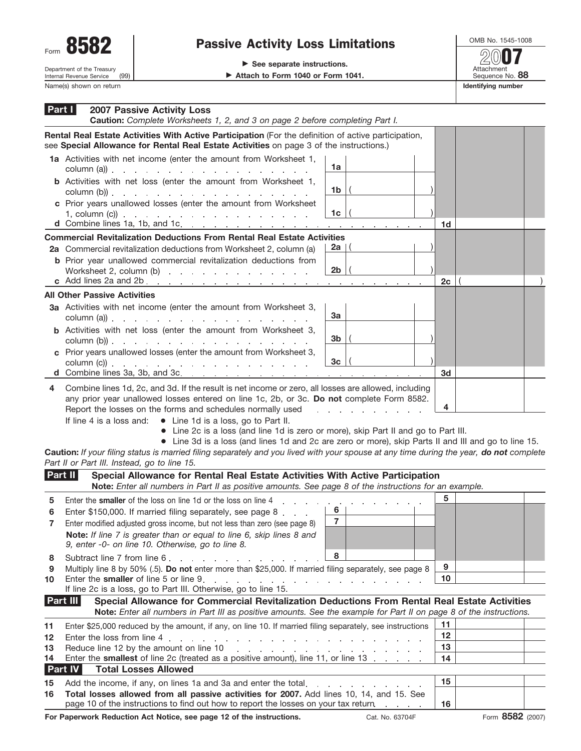Form **8582**

Department of the Treasury
Internal Revenue Service (99)

# Passive Activity Loss Limitations

▶ See separate instructions.

▶ Attach to Form 1040 or Form 1041.

OMB No. 1545-1008

2007

Attachment Sequence No. **88**

Name(s) shown on return | **Identifying number**

## Part I 2007 Passive Activity Loss

**Caution:** *Complete Worksheets 1, 2, and 3 on page 2 before completing Part I.*

**Rental Real Estate Activities With Active Participation** (For the definition of active participation, see **Special Allowance for Rental Real Estate Activities** on page 3 of the instructions.)

| | | | | |
|---|---|---|---|---|
| **1a** Activities with net income (enter the amount from Worksheet 1, column (a)) | 1a | | | |
| **b** Activities with net loss (enter the amount from Worksheet 1, column (b)) | 1b | ( ) | | |
| **c** Prior years unallowed losses (enter the amount from Worksheet 1, column (c)) | 1c | ( ) | | |
| **d** Combine lines 1a, 1b, and 1c | | | 1d | |

**Commercial Revitalization Deductions From Rental Real Estate Activities**

| | | | | |
|---|---|---|---|---|
| **2a** Commercial revitalization deductions from Worksheet 2, column (a) | 2a | ( ) | | |
| **b** Prior year unallowed commercial revitalization deductions from Worksheet 2, column (b) | 2b | ( ) | | |
| **c** Add lines 2a and 2b | | | 2c | ( ) |

**All Other Passive Activities**

| | | | | |
|---|---|---|---|---|
| **3a** Activities with net income (enter the amount from Worksheet 3, column (a)) | 3a | | | |
| **b** Activities with net loss (enter the amount from Worksheet 3, column (b)) | 3b | ( ) | | |
| **c** Prior years unallowed losses (enter the amount from Worksheet 3, column (c)) | 3c | ( ) | | |
| **d** Combine lines 3a, 3b, and 3c | | | 3d | |

**4** Combine lines 1d, 2c, and 3d. If the result is net income or zero, all losses are allowed, including any prior year unallowed losses entered on line 1c, 2b, or 3c. **Do not** complete Form 8582. Report the losses on the forms and schedules normally used . . . **4**

If line 4 is a loss and:
- Line 1d is a loss, go to Part II.
- Line 2c is a loss (and line 1d is zero or more), skip Part II and go to Part III.
- Line 3d is a loss (and lines 1d and 2c are zero or more), skip Parts II and III and go to line 15.

**Caution:** *If your filing status is married filing separately and you lived with your spouse at any time during the year, **do not** complete Part II or Part III. Instead, go to line 15.*

## Part II Special Allowance for Rental Real Estate Activities With Active Participation

**Note:** *Enter all numbers in Part II as positive amounts. See page 8 of the instructions for an example.*

| | | | | |
|---|---|---|---|---|
| **5** Enter the **smaller** of the loss on line 1d or the loss on line 4 | | | 5 | |
| **6** Enter $150,000. If married filing separately, see page 8 | 6 | | | |
| **7** Enter modified adjusted gross income, but not less than zero (see page 8) | 7 | | | |
| **Note:** *If line 7 is greater than or equal to line 6, skip lines 8 and 9, enter -0- on line 10. Otherwise, go to line 8.* | | | | |
| **8** Subtract line 7 from line 6 | 8 | | | |
| **9** Multiply line 8 by 50% (.5). **Do not** enter more than $25,000. If married filing separately, see page 8 | | | 9 | |
| **10** Enter the **smaller** of line 5 or line 9 | | | 10 | |

If line 2c is a loss, go to Part III. Otherwise, go to line 15.

## Part III Special Allowance for Commercial Revitalization Deductions From Rental Real Estate Activities

**Note:** *Enter all numbers in Part III as positive amounts. See the example for Part II on page 8 of the instructions.*

| | | |
|---|---|---|
| **11** Enter $25,000 reduced by the amount, if any, on line 10. If married filing separately, see instructions | 11 | |
| **12** Enter the loss from line 4 | 12 | |
| **13** Reduce line 12 by the amount on line 10 | 13 | |
| **14** Enter the **smallest** of line 2c (treated as a positive amount), line 11, or line 13 | 14 | |

## Part IV Total Losses Allowed

| | | |
|---|---|---|
| **15** Add the income, if any, on lines 1a and 3a and enter the total | 15 | |
| **16** **Total losses allowed from all passive activities for 2007.** Add lines 10, 14, and 15. See page 10 of the instructions to find out how to report the losses on your tax return | 16 | |

**For Paperwork Reduction Act Notice, see page 12 of the instructions.** Cat. No. 63704F Form **8582** (2007)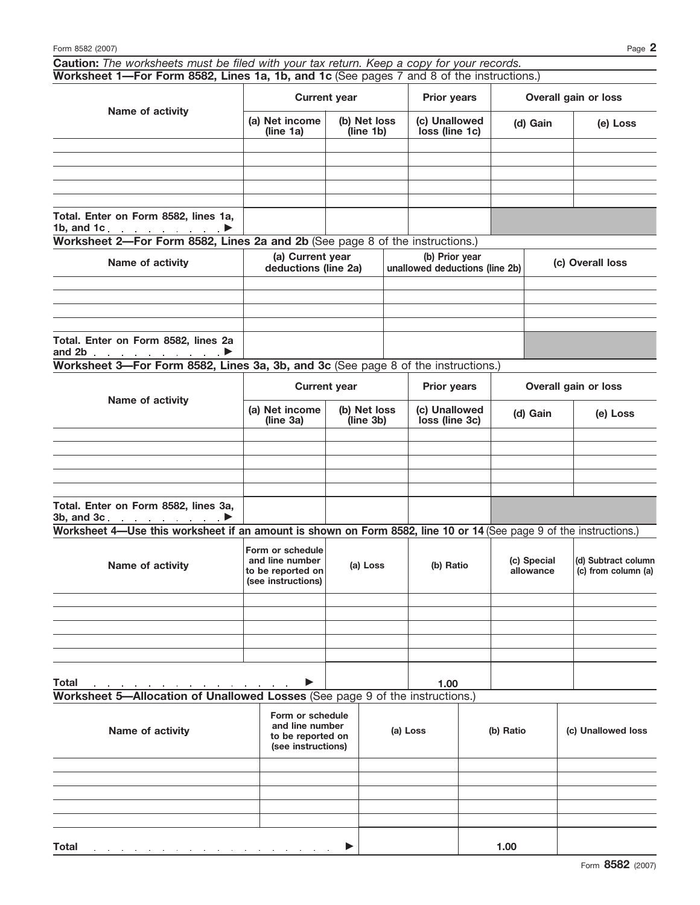**Caution:** *The worksheets must be filed with your tax return. Keep a copy for your records.*

## Worksheet 1—For Form 8582, Lines 1a, 1b, and 1c (See pages 7 and 8 of the instructions.)

| Name of activity | Current year | | Prior years | Overall gain or loss | |
|---|---|---|---|---|---|
| | (a) Net income (line 1a) | (b) Net loss (line 1b) | (c) Unallowed loss (line 1c) | (d) Gain | (e) Loss |
| | | | | | |
| | | | | | |
| | | | | | |
| | | | | | |
| | | | | | |
| Total. Enter on Form 8582, lines 1a, 1b, and 1c ▶ | | | | | |

## Worksheet 2—For Form 8582, Lines 2a and 2b (See page 8 of the instructions.)

| Name of activity | (a) Current year deductions (line 2a) | (b) Prior year unallowed deductions (line 2b) | (c) Overall loss |
|---|---|---|---|
| | | | |
| | | | |
| | | | |
| | | | |
| Total. Enter on Form 8582, lines 2a and 2b ▶ | | | |

## Worksheet 3—For Form 8582, Lines 3a, 3b, and 3c (See page 8 of the instructions.)

| Name of activity | Current year | | Prior years | Overall gain or loss | |
|---|---|---|---|---|---|
| | (a) Net income (line 3a) | (b) Net loss (line 3b) | (c) Unallowed loss (line 3c) | (d) Gain | (e) Loss |
| | | | | | |
| | | | | | |
| | | | | | |
| | | | | | |
| | | | | | |
| Total. Enter on Form 8582, lines 3a, 3b, and 3c ▶ | | | | | |

## Worksheet 4—Use this worksheet if an amount is shown on Form 8582, line 10 or 14 (See page 9 of the instructions.)

| Name of activity | Form or schedule and line number to be reported on (see instructions) | (a) Loss | (b) Ratio | (c) Special allowance | (d) Subtract column (c) from column (a) |
|---|---|---|---|---|---|
| | | | | | |
| | | | | | |
| | | | | | |
| | | | | | |
| | | | | | |
| Total ▶ | | | 1.00 | | |

## Worksheet 5—Allocation of Unallowed Losses (See page 9 of the instructions.)

| Name of activity | Form or schedule and line number to be reported on (see instructions) | (a) Loss | (b) Ratio | (c) Unallowed loss |
|---|---|---|---|---|
| | | | | |
| | | | | |
| | | | | |
| | | | | |
| | | | | |
| Total ▶ | | | 1.00 | |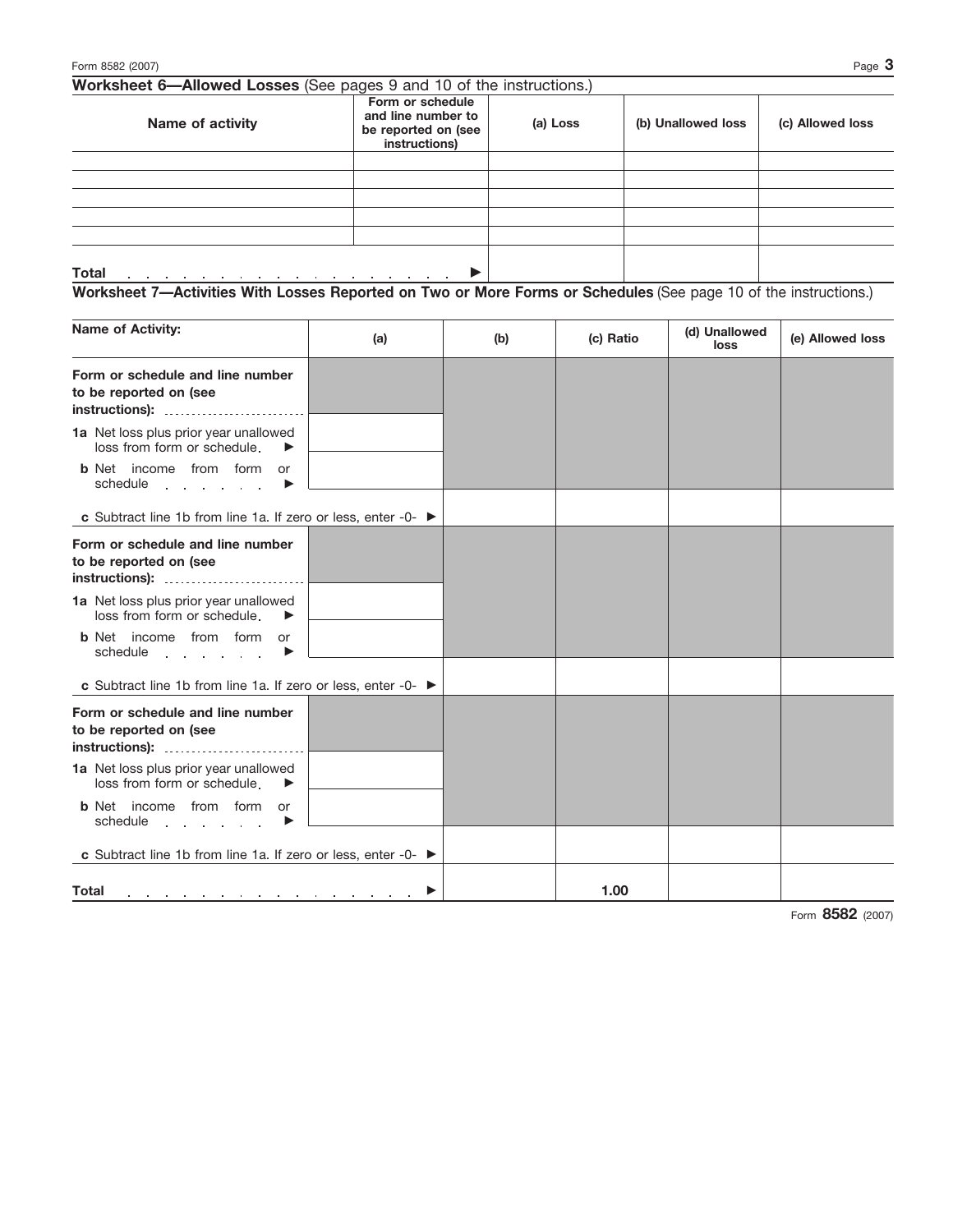## Worksheet 6—Allowed Losses (See pages 9 and 10 of the instructions.)

| Name of activity | Form or schedule and line number to be reported on (see instructions) | (a) Loss | (b) Unallowed loss | (c) Allowed loss |
|---|---|---|---|---|
| | | | | |
| | | | | |
| | | | | |
| | | | | |
| | | | | |
| **Total** ▶ | | | | |

## Worksheet 7—Activities With Losses Reported on Two or More Forms or Schedules (See page 10 of the instructions.)

| Name of Activity: | (a) | (b) | (c) Ratio | (d) Unallowed loss | (e) Allowed loss |
|---|---|---|---|---|---|
| **Form or schedule and line number to be reported on (see instructions):** | | | | | |
| **1a** Net loss plus prior year unallowed loss from form or schedule ▶ | | | | | |
| **b** Net income from form or schedule ▶ | | | | | |
| **c** Subtract line 1b from line 1a. If zero or less, enter -0- ▶ | | | | | |
| **Form or schedule and line number to be reported on (see instructions):** | | | | | |
| **1a** Net loss plus prior year unallowed loss from form or schedule ▶ | | | | | |
| **b** Net income from form or schedule ▶ | | | | | |
| **c** Subtract line 1b from line 1a. If zero or less, enter -0- ▶ | | | | | |
| **Form or schedule and line number to be reported on (see instructions):** | | | | | |
| **1a** Net loss plus prior year unallowed loss from form or schedule ▶ | | | | | |
| **b** Net income from form or schedule ▶ | | | | | |
| **c** Subtract line 1b from line 1a. If zero or less, enter -0- ▶ | | | | | |
| **Total** ▶ | | | 1.00 | | |

Form **8582** (2007)